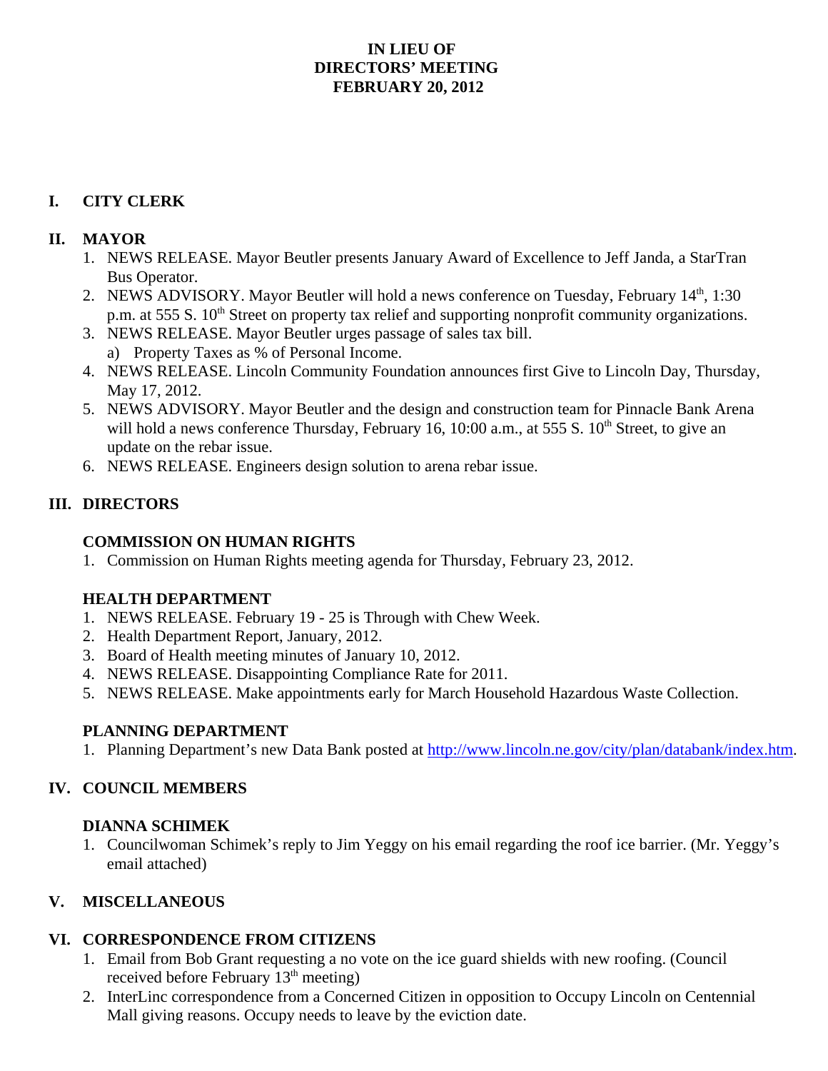**IN LIEU OF**
**DIRECTORS' MEETING**
**FEBRUARY 20, 2012**

## I. CITY CLERK

## II. MAYOR

1. NEWS RELEASE. Mayor Beutler presents January Award of Excellence to Jeff Janda, a StarTran Bus Operator.
2. NEWS ADVISORY. Mayor Beutler will hold a news conference on Tuesday, February 14th, 1:30 p.m. at 555 S. 10th Street on property tax relief and supporting nonprofit community organizations.
3. NEWS RELEASE. Mayor Beutler urges passage of sales tax bill.
   a) Property Taxes as % of Personal Income.
4. NEWS RELEASE. Lincoln Community Foundation announces first Give to Lincoln Day, Thursday, May 17, 2012.
5. NEWS ADVISORY. Mayor Beutler and the design and construction team for Pinnacle Bank Arena will hold a news conference Thursday, February 16, 10:00 a.m., at 555 S. 10th Street, to give an update on the rebar issue.
6. NEWS RELEASE. Engineers design solution to arena rebar issue.

## III. DIRECTORS

### COMMISSION ON HUMAN RIGHTS

1. Commission on Human Rights meeting agenda for Thursday, February 23, 2012.

### HEALTH DEPARTMENT

1. NEWS RELEASE. February 19 - 25 is Through with Chew Week.
2. Health Department Report, January, 2012.
3. Board of Health meeting minutes of January 10, 2012.
4. NEWS RELEASE. Disappointing Compliance Rate for 2011.
5. NEWS RELEASE. Make appointments early for March Household Hazardous Waste Collection.

### PLANNING DEPARTMENT

1. Planning Department's new Data Bank posted at http://www.lincoln.ne.gov/city/plan/databank/index.htm.

## IV. COUNCIL MEMBERS

### DIANNA SCHIMEK

1. Councilwoman Schimek's reply to Jim Yeggy on his email regarding the roof ice barrier. (Mr. Yeggy's email attached)

## V. MISCELLANEOUS

## VI. CORRESPONDENCE FROM CITIZENS

1. Email from Bob Grant requesting a no vote on the ice guard shields with new roofing. (Council received before February 13th meeting)
2. InterLinc correspondence from a Concerned Citizen in opposition to Occupy Lincoln on Centennial Mall giving reasons. Occupy needs to leave by the eviction date.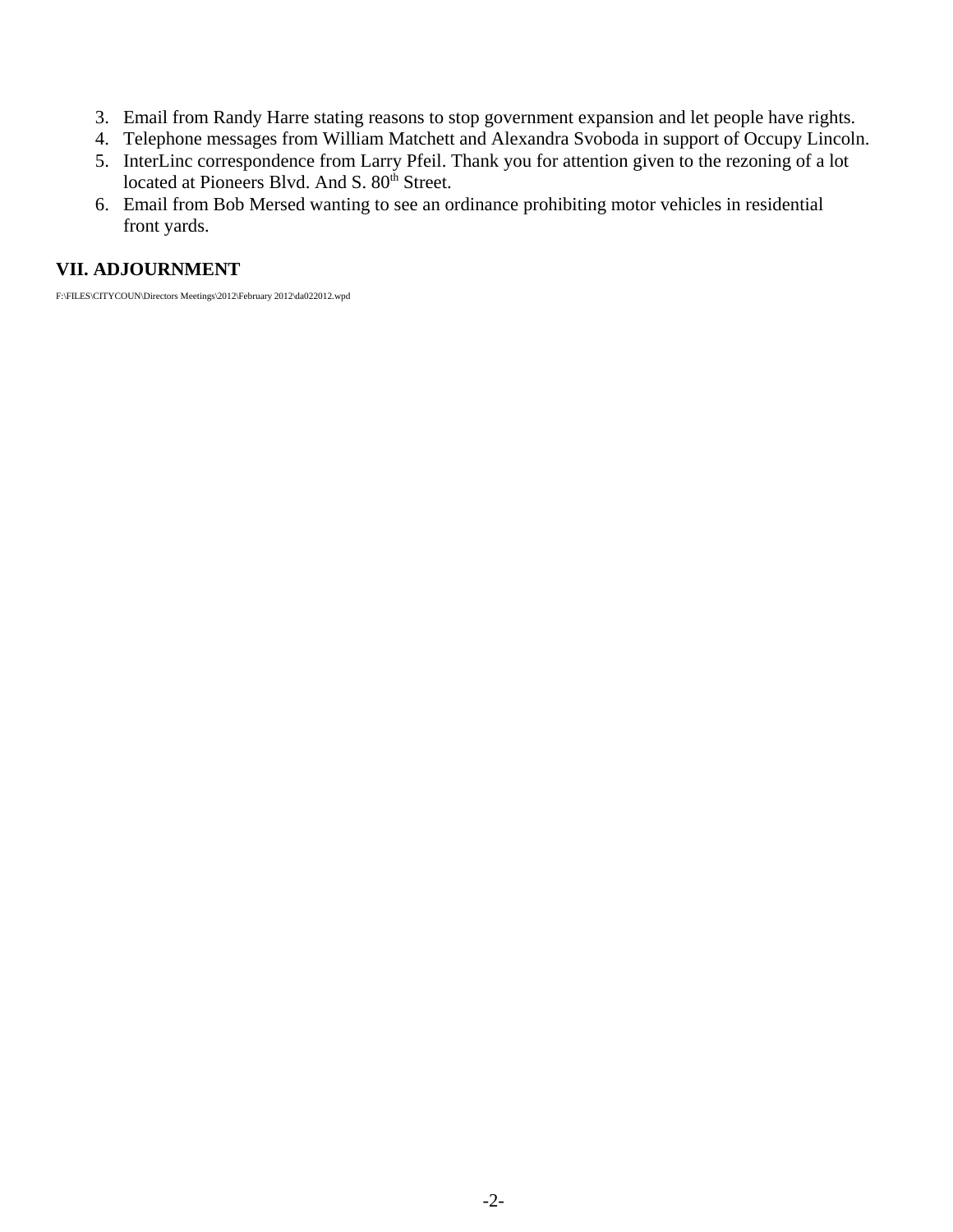3. Email from Randy Harre stating reasons to stop government expansion and let people have rights.
4. Telephone messages from William Matchett and Alexandra Svoboda in support of Occupy Lincoln.
5. InterLinc correspondence from Larry Pfeil. Thank you for attention given to the rezoning of a lot located at Pioneers Blvd. And S. 80th Street.
6. Email from Bob Mersed wanting to see an ordinance prohibiting motor vehicles in residential front yards.

## VII. ADJOURNMENT

F:\FILES\CITYCOUN\Directors Meetings\2012\February 2012\da022012.wpd